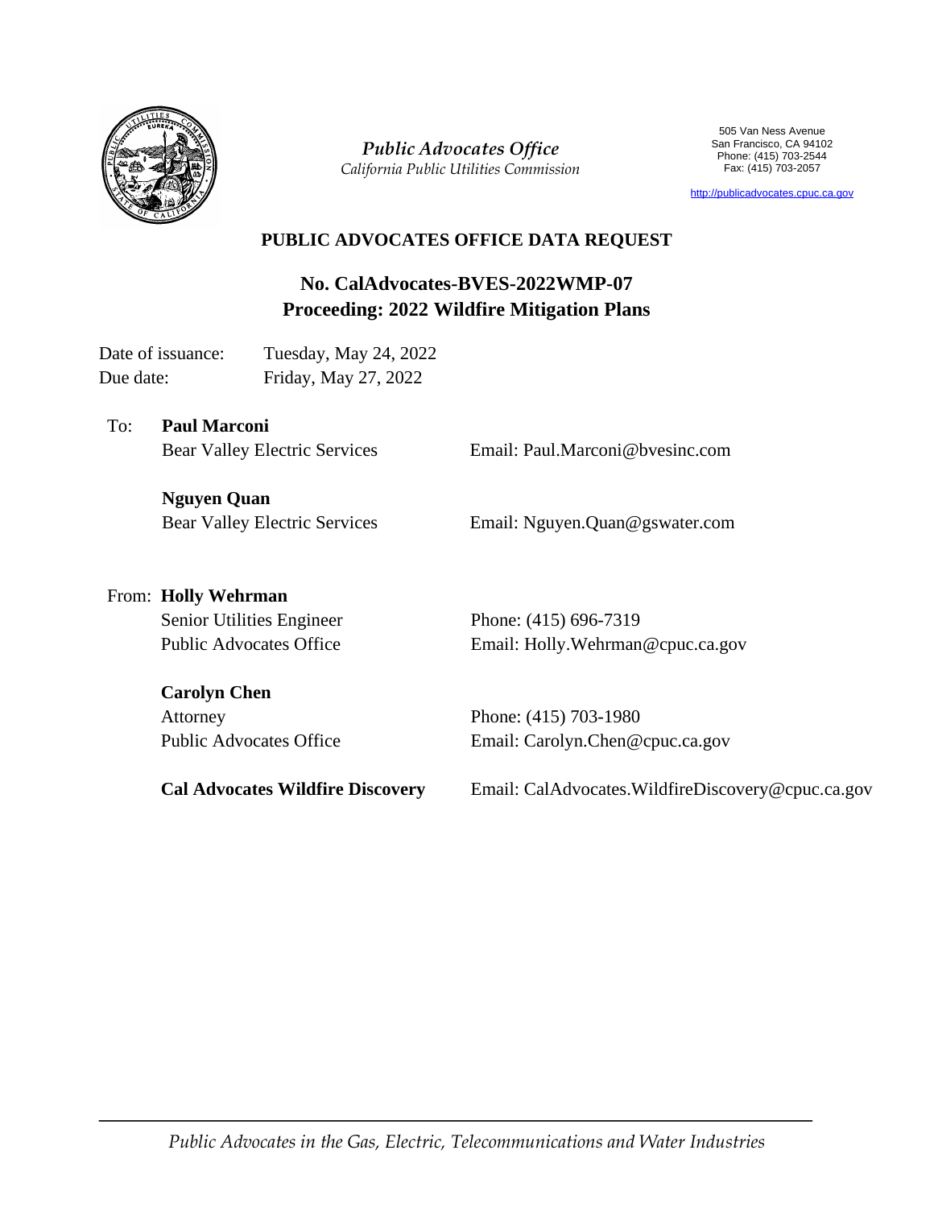*Public Advocates Office*
*California Public Utilities Commission*

505 Van Ness Avenue
San Francisco, CA 94102
Phone: (415) 703-2544
Fax: (415) 703-2057

http://publicadvocates.cpuc.ca.gov

# PUBLIC ADVOCATES OFFICE DATA REQUEST

## No. CalAdvocates-BVES-2022WMP-07
## Proceeding: 2022 Wildfire Mitigation Plans

Date of issuance: Tuesday, May 24, 2022
Due date: Friday, May 27, 2022

To: **Paul Marconi**
Bear Valley Electric Services — Email: Paul.Marconi@bvesinc.com

**Nguyen Quan**
Bear Valley Electric Services — Email: Nguyen.Quan@gswater.com

From: **Holly Wehrman**
Senior Utilities Engineer — Phone: (415) 696-7319
Public Advocates Office — Email: Holly.Wehrman@cpuc.ca.gov

**Carolyn Chen**
Attorney — Phone: (415) 703-1980
Public Advocates Office — Email: Carolyn.Chen@cpuc.ca.gov

**Cal Advocates Wildfire Discovery** — Email: CalAdvocates.WildfireDiscovery@cpuc.ca.gov

*Public Advocates in the Gas, Electric, Telecommunications and Water Industries*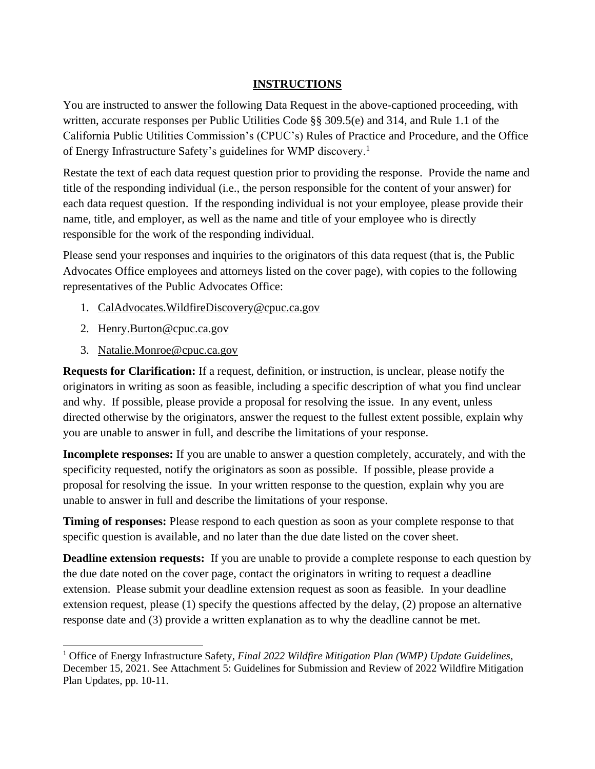## INSTRUCTIONS

You are instructed to answer the following Data Request in the above-captioned proceeding, with written, accurate responses per Public Utilities Code §§ 309.5(e) and 314, and Rule 1.1 of the California Public Utilities Commission's (CPUC's) Rules of Practice and Procedure, and the Office of Energy Infrastructure Safety's guidelines for WMP discovery.[1]

Restate the text of each data request question prior to providing the response. Provide the name and title of the responding individual (i.e., the person responsible for the content of your answer) for each data request question. If the responding individual is not your employee, please provide their name, title, and employer, as well as the name and title of your employee who is directly responsible for the work of the responding individual.

Please send your responses and inquiries to the originators of this data request (that is, the Public Advocates Office employees and attorneys listed on the cover page), with copies to the following representatives of the Public Advocates Office:

1. CalAdvocates.WildfireDiscovery@cpuc.ca.gov
2. Henry.Burton@cpuc.ca.gov
3. Natalie.Monroe@cpuc.ca.gov

**Requests for Clarification:** If a request, definition, or instruction, is unclear, please notify the originators in writing as soon as feasible, including a specific description of what you find unclear and why. If possible, please provide a proposal for resolving the issue. In any event, unless directed otherwise by the originators, answer the request to the fullest extent possible, explain why you are unable to answer in full, and describe the limitations of your response.

**Incomplete responses:** If you are unable to answer a question completely, accurately, and with the specificity requested, notify the originators as soon as possible. If possible, please provide a proposal for resolving the issue. In your written response to the question, explain why you are unable to answer in full and describe the limitations of your response.

**Timing of responses:** Please respond to each question as soon as your complete response to that specific question is available, and no later than the due date listed on the cover sheet.

**Deadline extension requests:** If you are unable to provide a complete response to each question by the due date noted on the cover page, contact the originators in writing to request a deadline extension. Please submit your deadline extension request as soon as feasible. In your deadline extension request, please (1) specify the questions affected by the delay, (2) propose an alternative response date and (3) provide a written explanation as to why the deadline cannot be met.

---

[1] Office of Energy Infrastructure Safety, *Final 2022 Wildfire Mitigation Plan (WMP) Update Guidelines*, December 15, 2021. See Attachment 5: Guidelines for Submission and Review of 2022 Wildfire Mitigation Plan Updates, pp. 10-11.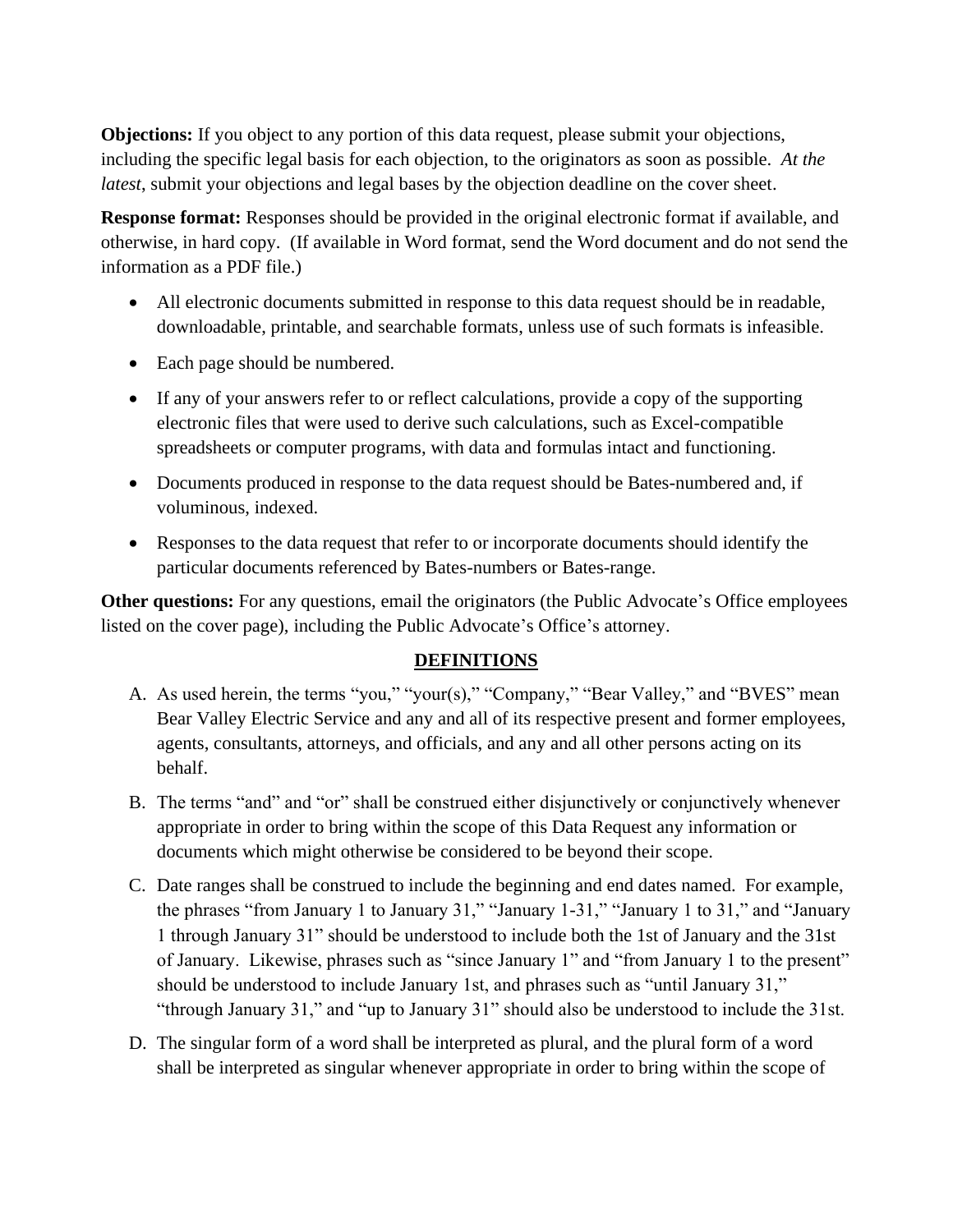**Objections:** If you object to any portion of this data request, please submit your objections, including the specific legal basis for each objection, to the originators as soon as possible. *At the latest*, submit your objections and legal bases by the objection deadline on the cover sheet.

**Response format:** Responses should be provided in the original electronic format if available, and otherwise, in hard copy. (If available in Word format, send the Word document and do not send the information as a PDF file.)

- All electronic documents submitted in response to this data request should be in readable, downloadable, printable, and searchable formats, unless use of such formats is infeasible.
- Each page should be numbered.
- If any of your answers refer to or reflect calculations, provide a copy of the supporting electronic files that were used to derive such calculations, such as Excel-compatible spreadsheets or computer programs, with data and formulas intact and functioning.
- Documents produced in response to the data request should be Bates-numbered and, if voluminous, indexed.
- Responses to the data request that refer to or incorporate documents should identify the particular documents referenced by Bates-numbers or Bates-range.

**Other questions:** For any questions, email the originators (the Public Advocate's Office employees listed on the cover page), including the Public Advocate's Office's attorney.

## DEFINITIONS

A. As used herein, the terms "you," "your(s)," "Company," "Bear Valley," and "BVES" mean Bear Valley Electric Service and any and all of its respective present and former employees, agents, consultants, attorneys, and officials, and any and all other persons acting on its behalf.

B. The terms "and" and "or" shall be construed either disjunctively or conjunctively whenever appropriate in order to bring within the scope of this Data Request any information or documents which might otherwise be considered to be beyond their scope.

C. Date ranges shall be construed to include the beginning and end dates named. For example, the phrases "from January 1 to January 31," "January 1-31," "January 1 to 31," and "January 1 through January 31" should be understood to include both the 1st of January and the 31st of January. Likewise, phrases such as "since January 1" and "from January 1 to the present" should be understood to include January 1st, and phrases such as "until January 31," "through January 31," and "up to January 31" should also be understood to include the 31st.

D. The singular form of a word shall be interpreted as plural, and the plural form of a word shall be interpreted as singular whenever appropriate in order to bring within the scope of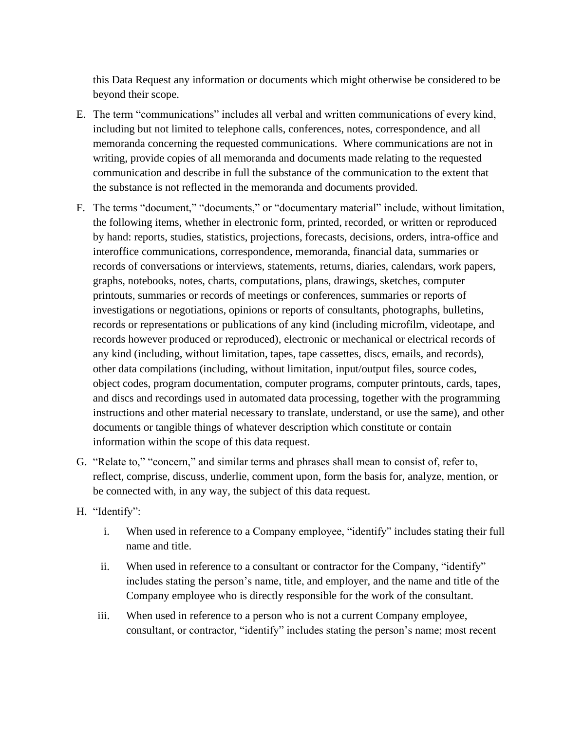this Data Request any information or documents which might otherwise be considered to be beyond their scope.

E. The term "communications" includes all verbal and written communications of every kind, including but not limited to telephone calls, conferences, notes, correspondence, and all memoranda concerning the requested communications. Where communications are not in writing, provide copies of all memoranda and documents made relating to the requested communication and describe in full the substance of the communication to the extent that the substance is not reflected in the memoranda and documents provided.

F. The terms "document," "documents," or "documentary material" include, without limitation, the following items, whether in electronic form, printed, recorded, or written or reproduced by hand: reports, studies, statistics, projections, forecasts, decisions, orders, intra-office and interoffice communications, correspondence, memoranda, financial data, summaries or records of conversations or interviews, statements, returns, diaries, calendars, work papers, graphs, notebooks, notes, charts, computations, plans, drawings, sketches, computer printouts, summaries or records of meetings or conferences, summaries or reports of investigations or negotiations, opinions or reports of consultants, photographs, bulletins, records or representations or publications of any kind (including microfilm, videotape, and records however produced or reproduced), electronic or mechanical or electrical records of any kind (including, without limitation, tapes, tape cassettes, discs, emails, and records), other data compilations (including, without limitation, input/output files, source codes, object codes, program documentation, computer programs, computer printouts, cards, tapes, and discs and recordings used in automated data processing, together with the programming instructions and other material necessary to translate, understand, or use the same), and other documents or tangible things of whatever description which constitute or contain information within the scope of this data request.

G. "Relate to," "concern," and similar terms and phrases shall mean to consist of, refer to, reflect, comprise, discuss, underlie, comment upon, form the basis for, analyze, mention, or be connected with, in any way, the subject of this data request.

H. "Identify":

   i. When used in reference to a Company employee, "identify" includes stating their full name and title.

   ii. When used in reference to a consultant or contractor for the Company, "identify" includes stating the person's name, title, and employer, and the name and title of the Company employee who is directly responsible for the work of the consultant.

   iii. When used in reference to a person who is not a current Company employee, consultant, or contractor, "identify" includes stating the person's name; most recent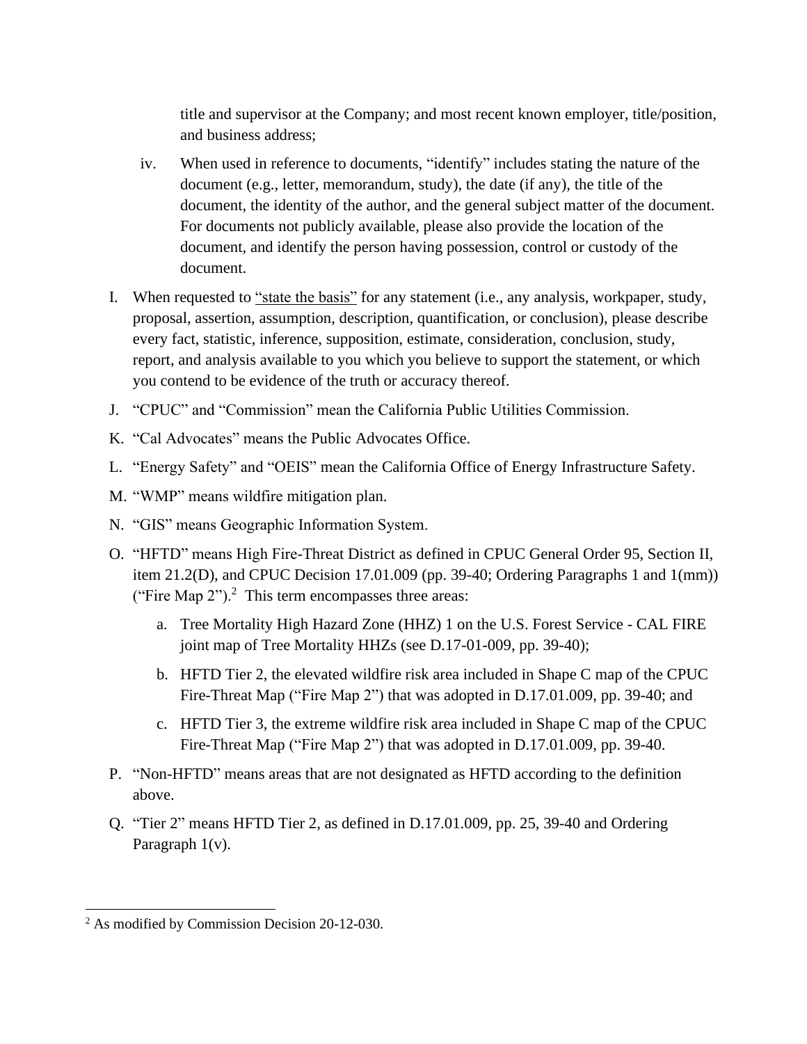title and supervisor at the Company; and most recent known employer, title/position, and business address;

iv. When used in reference to documents, "identify" includes stating the nature of the document (e.g., letter, memorandum, study), the date (if any), the title of the document, the identity of the author, and the general subject matter of the document. For documents not publicly available, please also provide the location of the document, and identify the person having possession, control or custody of the document.

I. When requested to "state the basis" for any statement (i.e., any analysis, workpaper, study, proposal, assertion, assumption, description, quantification, or conclusion), please describe every fact, statistic, inference, supposition, estimate, consideration, conclusion, study, report, and analysis available to you which you believe to support the statement, or which you contend to be evidence of the truth or accuracy thereof.

J. "CPUC" and "Commission" mean the California Public Utilities Commission.

K. "Cal Advocates" means the Public Advocates Office.

L. "Energy Safety" and "OEIS" mean the California Office of Energy Infrastructure Safety.

M. "WMP" means wildfire mitigation plan.

N. "GIS" means Geographic Information System.

O. "HFTD" means High Fire-Threat District as defined in CPUC General Order 95, Section II, item 21.2(D), and CPUC Decision 17.01.009 (pp. 39-40; Ordering Paragraphs 1 and 1(mm)) ("Fire Map 2").[2] This term encompasses three areas:

   a. Tree Mortality High Hazard Zone (HHZ) 1 on the U.S. Forest Service - CAL FIRE joint map of Tree Mortality HHZs (see D.17-01-009, pp. 39-40);

   b. HFTD Tier 2, the elevated wildfire risk area included in Shape C map of the CPUC Fire-Threat Map ("Fire Map 2") that was adopted in D.17.01.009, pp. 39-40; and

   c. HFTD Tier 3, the extreme wildfire risk area included in Shape C map of the CPUC Fire-Threat Map ("Fire Map 2") that was adopted in D.17.01.009, pp. 39-40.

P. "Non-HFTD" means areas that are not designated as HFTD according to the definition above.

Q. "Tier 2" means HFTD Tier 2, as defined in D.17.01.009, pp. 25, 39-40 and Ordering Paragraph 1(v).

---

[2] As modified by Commission Decision 20-12-030.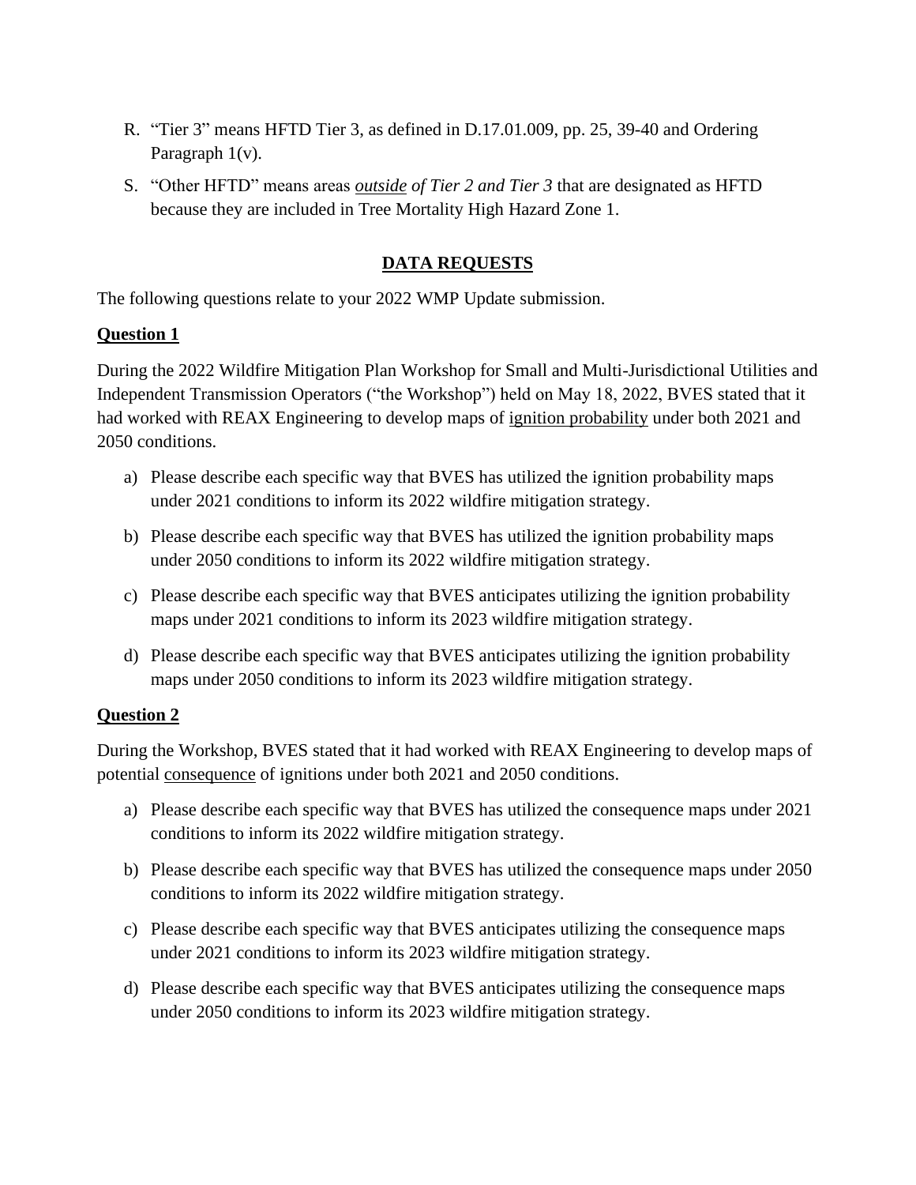R. "Tier 3" means HFTD Tier 3, as defined in D.17.01.009, pp. 25, 39-40 and Ordering Paragraph 1(v).

S. "Other HFTD" means areas <u>*outside*</u> *of Tier 2 and Tier 3* that are designated as HFTD because they are included in Tree Mortality High Hazard Zone 1.

## <u>**DATA REQUESTS**</u>

The following questions relate to your 2022 WMP Update submission.

### <u>**Question 1**</u>

During the 2022 Wildfire Mitigation Plan Workshop for Small and Multi-Jurisdictional Utilities and Independent Transmission Operators ("the Workshop") held on May 18, 2022, BVES stated that it had worked with REAX Engineering to develop maps of <u>ignition probability</u> under both 2021 and 2050 conditions.

a) Please describe each specific way that BVES has utilized the ignition probability maps under 2021 conditions to inform its 2022 wildfire mitigation strategy.

b) Please describe each specific way that BVES has utilized the ignition probability maps under 2050 conditions to inform its 2022 wildfire mitigation strategy.

c) Please describe each specific way that BVES anticipates utilizing the ignition probability maps under 2021 conditions to inform its 2023 wildfire mitigation strategy.

d) Please describe each specific way that BVES anticipates utilizing the ignition probability maps under 2050 conditions to inform its 2023 wildfire mitigation strategy.

### <u>**Question 2**</u>

During the Workshop, BVES stated that it had worked with REAX Engineering to develop maps of potential <u>consequence</u> of ignitions under both 2021 and 2050 conditions.

a) Please describe each specific way that BVES has utilized the consequence maps under 2021 conditions to inform its 2022 wildfire mitigation strategy.

b) Please describe each specific way that BVES has utilized the consequence maps under 2050 conditions to inform its 2022 wildfire mitigation strategy.

c) Please describe each specific way that BVES anticipates utilizing the consequence maps under 2021 conditions to inform its 2023 wildfire mitigation strategy.

d) Please describe each specific way that BVES anticipates utilizing the consequence maps under 2050 conditions to inform its 2023 wildfire mitigation strategy.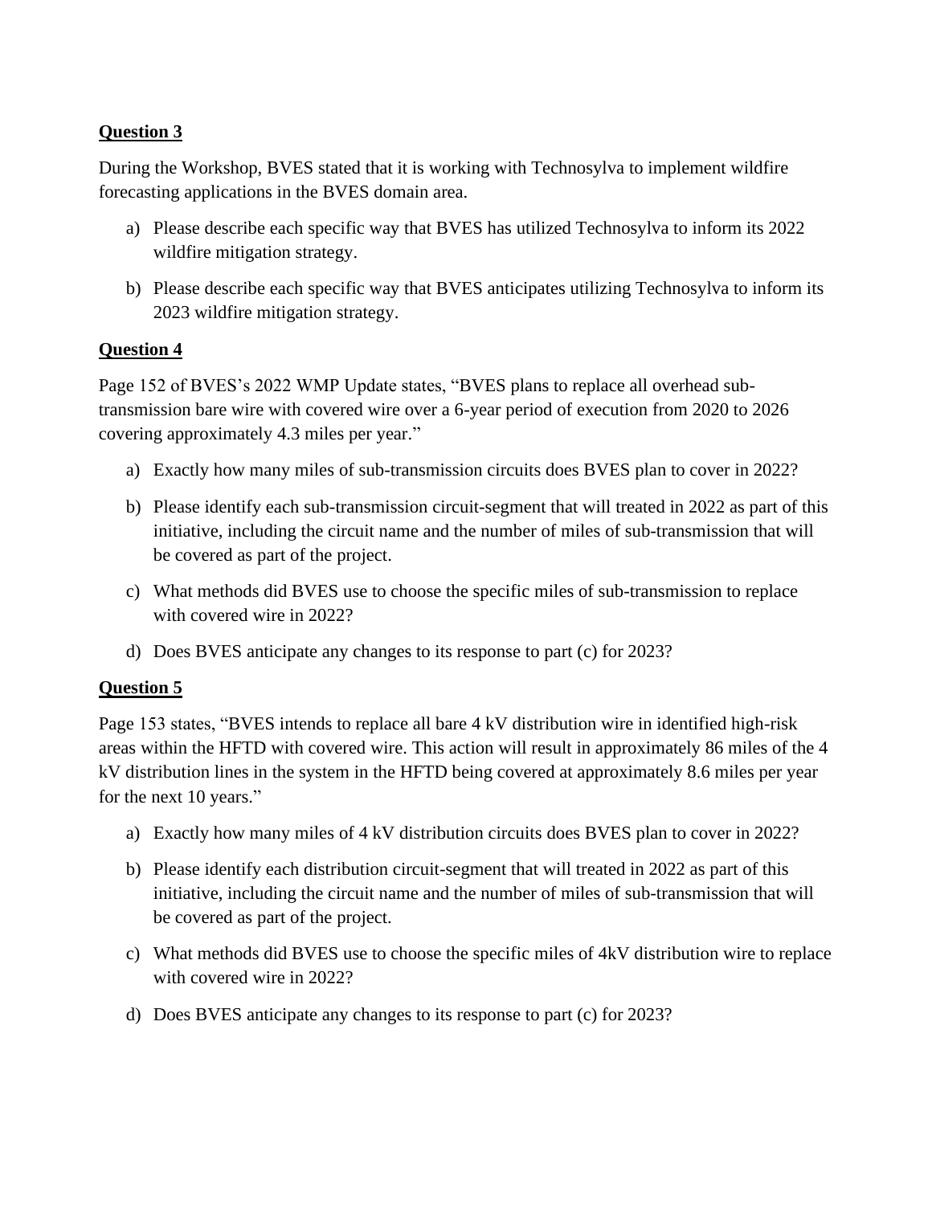**Question 3**

During the Workshop, BVES stated that it is working with Technosylva to implement wildfire forecasting applications in the BVES domain area.

a) Please describe each specific way that BVES has utilized Technosylva to inform its 2022 wildfire mitigation strategy.

b) Please describe each specific way that BVES anticipates utilizing Technosylva to inform its 2023 wildfire mitigation strategy.

**Question 4**

Page 152 of BVES's 2022 WMP Update states, "BVES plans to replace all overhead sub-transmission bare wire with covered wire over a 6-year period of execution from 2020 to 2026 covering approximately 4.3 miles per year."

a) Exactly how many miles of sub-transmission circuits does BVES plan to cover in 2022?

b) Please identify each sub-transmission circuit-segment that will treated in 2022 as part of this initiative, including the circuit name and the number of miles of sub-transmission that will be covered as part of the project.

c) What methods did BVES use to choose the specific miles of sub-transmission to replace with covered wire in 2022?

d) Does BVES anticipate any changes to its response to part (c) for 2023?

**Question 5**

Page 153 states, "BVES intends to replace all bare 4 kV distribution wire in identified high-risk areas within the HFTD with covered wire. This action will result in approximately 86 miles of the 4 kV distribution lines in the system in the HFTD being covered at approximately 8.6 miles per year for the next 10 years."

a) Exactly how many miles of 4 kV distribution circuits does BVES plan to cover in 2022?

b) Please identify each distribution circuit-segment that will treated in 2022 as part of this initiative, including the circuit name and the number of miles of sub-transmission that will be covered as part of the project.

c) What methods did BVES use to choose the specific miles of 4kV distribution wire to replace with covered wire in 2022?

d) Does BVES anticipate any changes to its response to part (c) for 2023?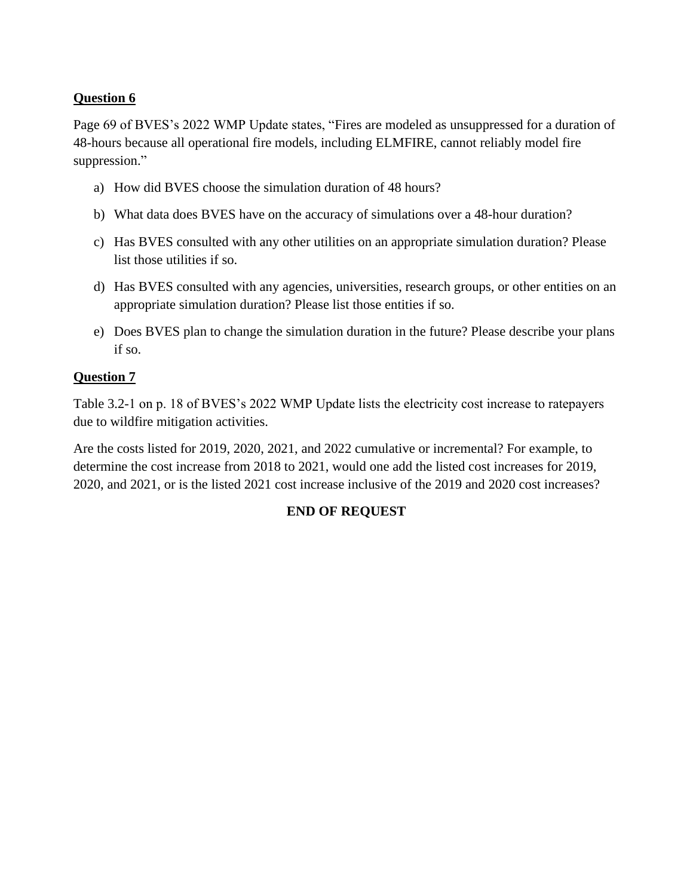**Question 6**

Page 69 of BVES's 2022 WMP Update states, "Fires are modeled as unsuppressed for a duration of 48-hours because all operational fire models, including ELMFIRE, cannot reliably model fire suppression."

a) How did BVES choose the simulation duration of 48 hours?

b) What data does BVES have on the accuracy of simulations over a 48-hour duration?

c) Has BVES consulted with any other utilities on an appropriate simulation duration? Please list those utilities if so.

d) Has BVES consulted with any agencies, universities, research groups, or other entities on an appropriate simulation duration? Please list those entities if so.

e) Does BVES plan to change the simulation duration in the future? Please describe your plans if so.

**Question 7**

Table 3.2-1 on p. 18 of BVES's 2022 WMP Update lists the electricity cost increase to ratepayers due to wildfire mitigation activities.

Are the costs listed for 2019, 2020, 2021, and 2022 cumulative or incremental? For example, to determine the cost increase from 2018 to 2021, would one add the listed cost increases for 2019, 2020, and 2021, or is the listed 2021 cost increase inclusive of the 2019 and 2020 cost increases?

**END OF REQUEST**